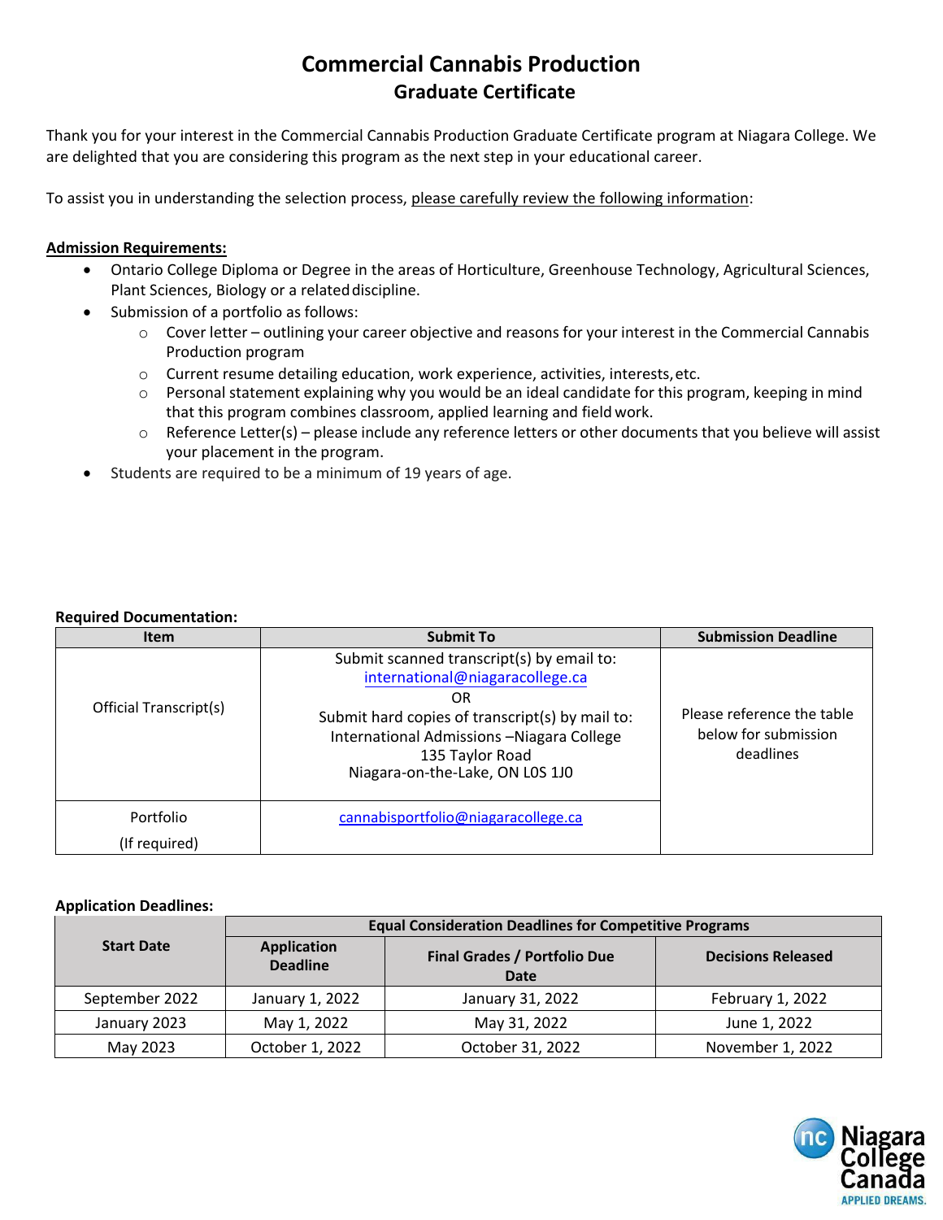# Commercial Cannabis Production
## Graduate Certificate

Thank you for your interest in the Commercial Cannabis Production Graduate Certificate program at Niagara College. We are delighted that you are considering this program as the next step in your educational career.

To assist you in understanding the selection process, please carefully review the following information:

**Admission Requirements:**

- Ontario College Diploma or Degree in the areas of Horticulture, Greenhouse Technology, Agricultural Sciences, Plant Sciences, Biology or a related discipline.
- Submission of a portfolio as follows:
  - Cover letter – outlining your career objective and reasons for your interest in the Commercial Cannabis Production program
  - Current resume detailing education, work experience, activities, interests, etc.
  - Personal statement explaining why you would be an ideal candidate for this program, keeping in mind that this program combines classroom, applied learning and field work.
  - Reference Letter(s) – please include any reference letters or other documents that you believe will assist your placement in the program.
- Students are required to be a minimum of 19 years of age.

**Required Documentation:**

| Item | Submit To | Submission Deadline |
|---|---|---|
| Official Transcript(s) | Submit scanned transcript(s) by email to: international@niagaracollege.ca OR Submit hard copies of transcript(s) by mail to: International Admissions –Niagara College 135 Taylor Road Niagara-on-the-Lake, ON L0S 1J0 | Please reference the table below for submission deadlines |
| Portfolio (If required) | cannabisportfolio@niagaracollege.ca | |

**Application Deadlines:**

| Start Date | Equal Consideration Deadlines for Competitive Programs | | |
|---|---|---|---|
| | Application Deadline | Final Grades / Portfolio Due Date | Decisions Released |
| September 2022 | January 1, 2022 | January 31, 2022 | February 1, 2022 |
| January 2023 | May 1, 2022 | May 31, 2022 | June 1, 2022 |
| May 2023 | October 1, 2022 | October 31, 2022 | November 1, 2022 |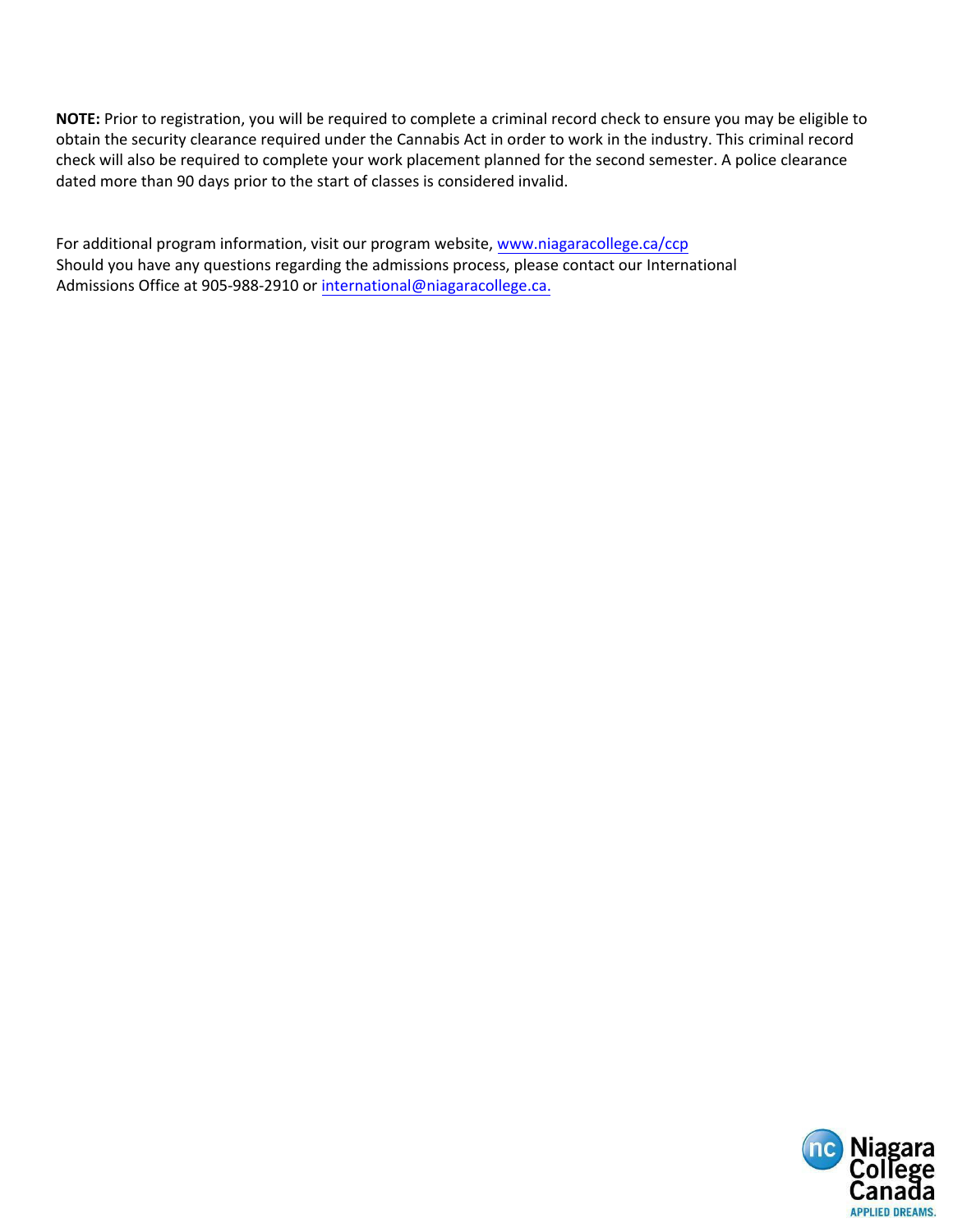**NOTE:** Prior to registration, you will be required to complete a criminal record check to ensure you may be eligible to obtain the security clearance required under the Cannabis Act in order to work in the industry. This criminal record check will also be required to complete your work placement planned for the second semester. A police clearance dated more than 90 days prior to the start of classes is considered invalid.

For additional program information, visit our program website, www.niagaracollege.ca/ccp
Should you have any questions regarding the admissions process, please contact our International Admissions Office at 905-988-2910 or international@niagaracollege.ca.

Niagara College Canada
APPLIED DREAMS.